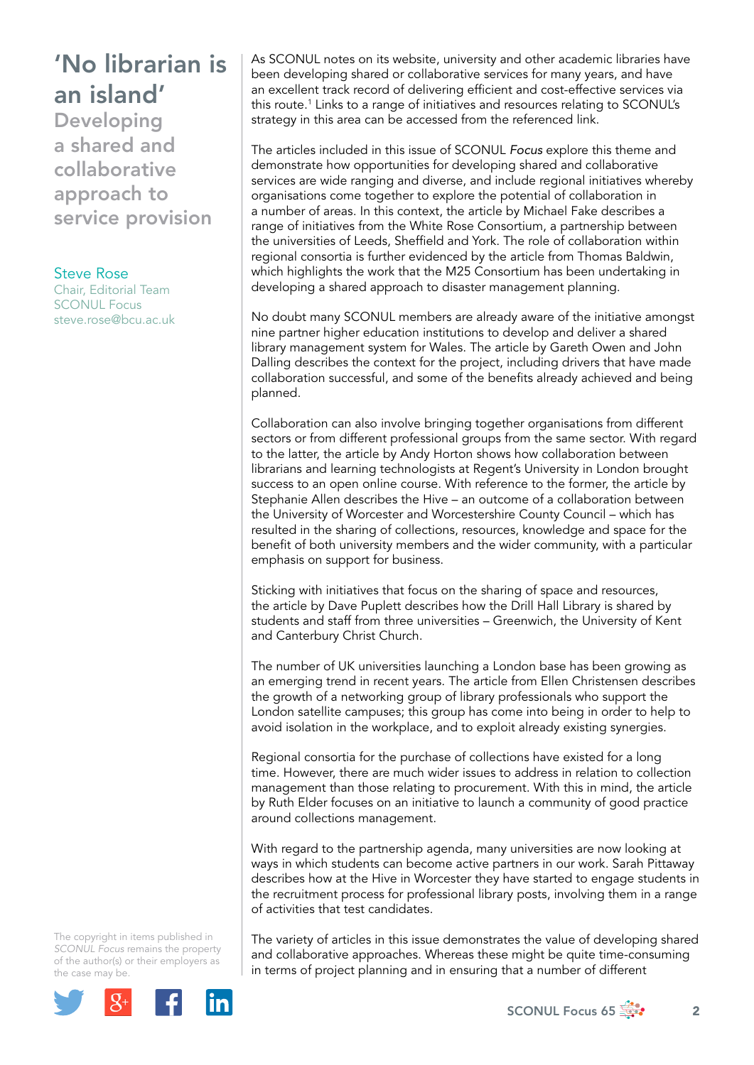# 'No librarian is an island'

## Developing a shared and collaborative approach to service provision

Steve Rose
Chair, Editorial Team
SCONUL Focus
steve.rose@bcu.ac.uk

As SCONUL notes on its website, university and other academic libraries have been developing shared or collaborative services for many years, and have an excellent track record of delivering efficient and cost-effective services via this route.[1] Links to a range of initiatives and resources relating to SCONUL's strategy in this area can be accessed from the referenced link.

The articles included in this issue of SCONUL *Focus* explore this theme and demonstrate how opportunities for developing shared and collaborative services are wide ranging and diverse, and include regional initiatives whereby organisations come together to explore the potential of collaboration in a number of areas. In this context, the article by Michael Fake describes a range of initiatives from the White Rose Consortium, a partnership between the universities of Leeds, Sheffield and York. The role of collaboration within regional consortia is further evidenced by the article from Thomas Baldwin, which highlights the work that the M25 Consortium has been undertaking in developing a shared approach to disaster management planning.

No doubt many SCONUL members are already aware of the initiative amongst nine partner higher education institutions to develop and deliver a shared library management system for Wales. The article by Gareth Owen and John Dalling describes the context for the project, including drivers that have made collaboration successful, and some of the benefits already achieved and being planned.

Collaboration can also involve bringing together organisations from different sectors or from different professional groups from the same sector. With regard to the latter, the article by Andy Horton shows how collaboration between librarians and learning technologists at Regent's University in London brought success to an open online course. With reference to the former, the article by Stephanie Allen describes the Hive – an outcome of a collaboration between the University of Worcester and Worcestershire County Council – which has resulted in the sharing of collections, resources, knowledge and space for the benefit of both university members and the wider community, with a particular emphasis on support for business.

Sticking with initiatives that focus on the sharing of space and resources, the article by Dave Puplett describes how the Drill Hall Library is shared by students and staff from three universities – Greenwich, the University of Kent and Canterbury Christ Church.

The number of UK universities launching a London base has been growing as an emerging trend in recent years. The article from Ellen Christensen describes the growth of a networking group of library professionals who support the London satellite campuses; this group has come into being in order to help to avoid isolation in the workplace, and to exploit already existing synergies.

Regional consortia for the purchase of collections have existed for a long time. However, there are much wider issues to address in relation to collection management than those relating to procurement. With this in mind, the article by Ruth Elder focuses on an initiative to launch a community of good practice around collections management.

With regard to the partnership agenda, many universities are now looking at ways in which students can become active partners in our work. Sarah Pittaway describes how at the Hive in Worcester they have started to engage students in the recruitment process for professional library posts, involving them in a range of activities that test candidates.

The variety of articles in this issue demonstrates the value of developing shared and collaborative approaches. Whereas these might be quite time-consuming in terms of project planning and in ensuring that a number of different

The copyright in items published in *SCONUL Focus* remains the property of the author(s) or their employers as the case may be.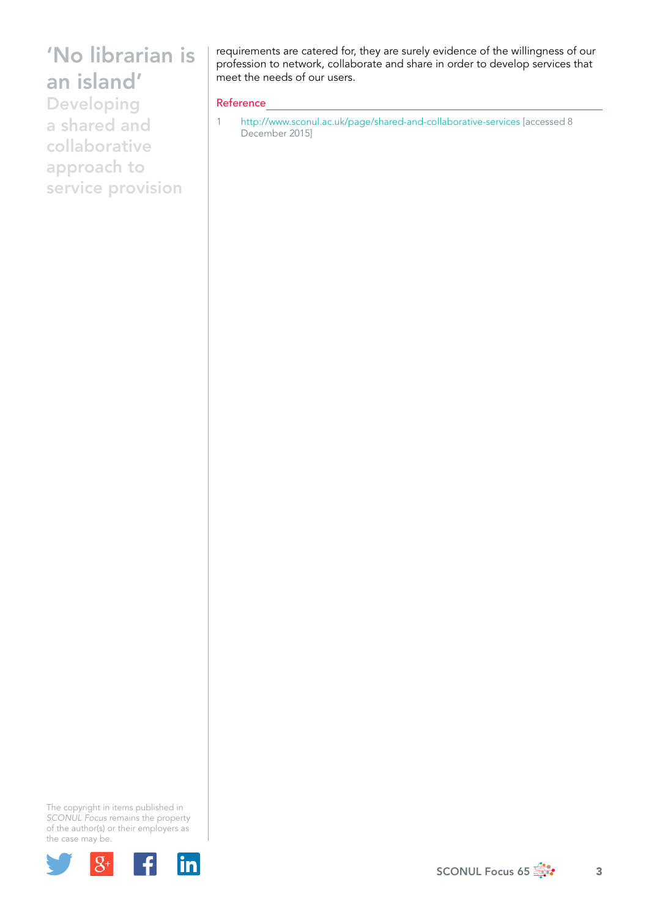requirements are catered for, they are surely evidence of the willingness of our profession to network, collaborate and share in order to develop services that meet the needs of our users.

## Reference

1 http://www.sconul.ac.uk/page/shared-and-collaborative-services [accessed 8 December 2015]

The copyright in items published in *SCONUL Focus* remains the property of the author(s) or their employers as the case may be.